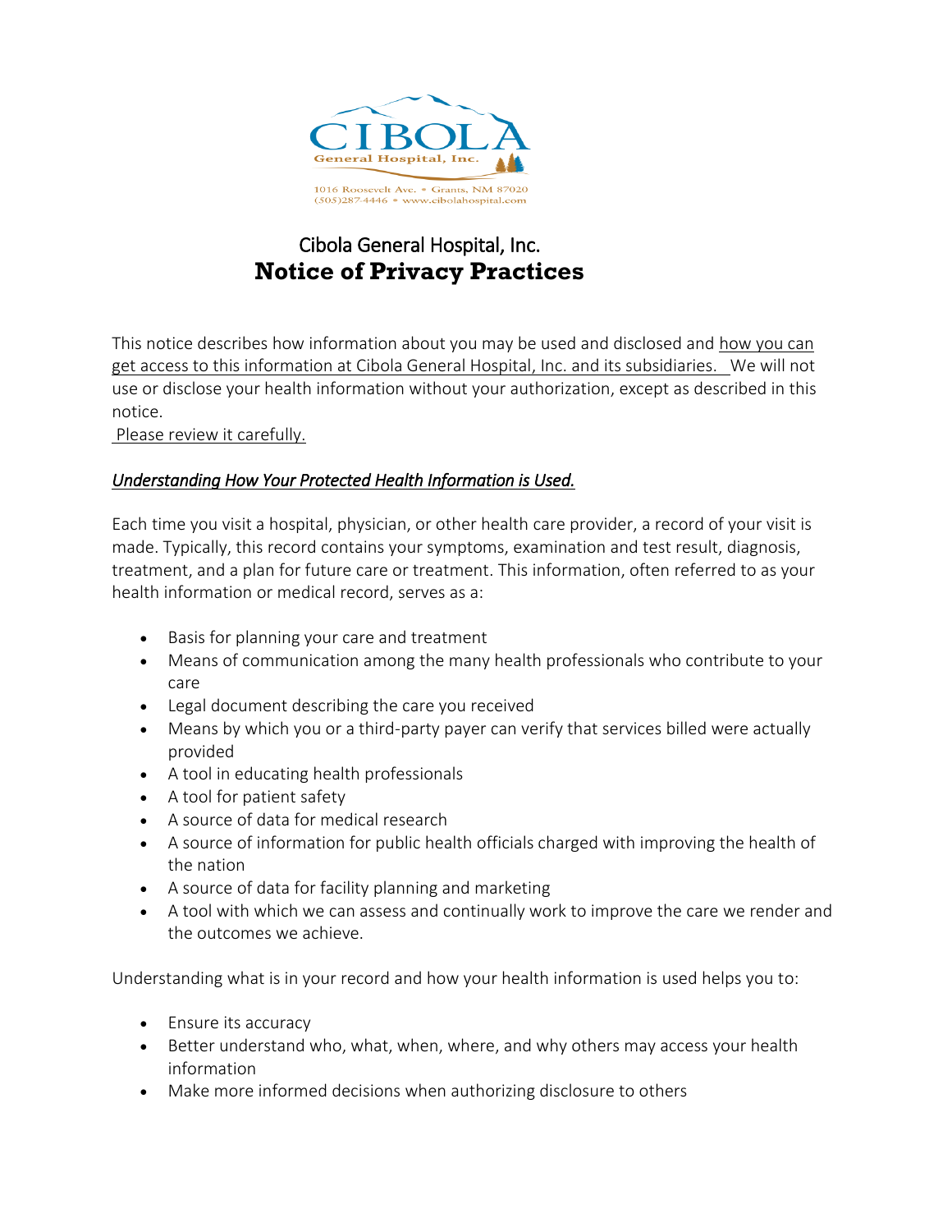CIBOLA General Hospital, Inc.

1016 Roosevelt Ave. • Grants, NM 87020
(505)287-4446 • www.cibolahospital.com

# Cibola General Hospital, Inc.
# **Notice of Privacy Practices**

This notice describes how information about you may be used and disclosed and how you can get access to this information at Cibola General Hospital, Inc. and its subsidiaries. We will not use or disclose your health information without your authorization, except as described in this notice.

Please review it carefully.

## *Understanding How Your Protected Health Information is Used.*

Each time you visit a hospital, physician, or other health care provider, a record of your visit is made. Typically, this record contains your symptoms, examination and test result, diagnosis, treatment, and a plan for future care or treatment. This information, often referred to as your health information or medical record, serves as a:

- Basis for planning your care and treatment
- Means of communication among the many health professionals who contribute to your care
- Legal document describing the care you received
- Means by which you or a third-party payer can verify that services billed were actually provided
- A tool in educating health professionals
- A tool for patient safety
- A source of data for medical research
- A source of information for public health officials charged with improving the health of the nation
- A source of data for facility planning and marketing
- A tool with which we can assess and continually work to improve the care we render and the outcomes we achieve.

Understanding what is in your record and how your health information is used helps you to:

- Ensure its accuracy
- Better understand who, what, when, where, and why others may access your health information
- Make more informed decisions when authorizing disclosure to others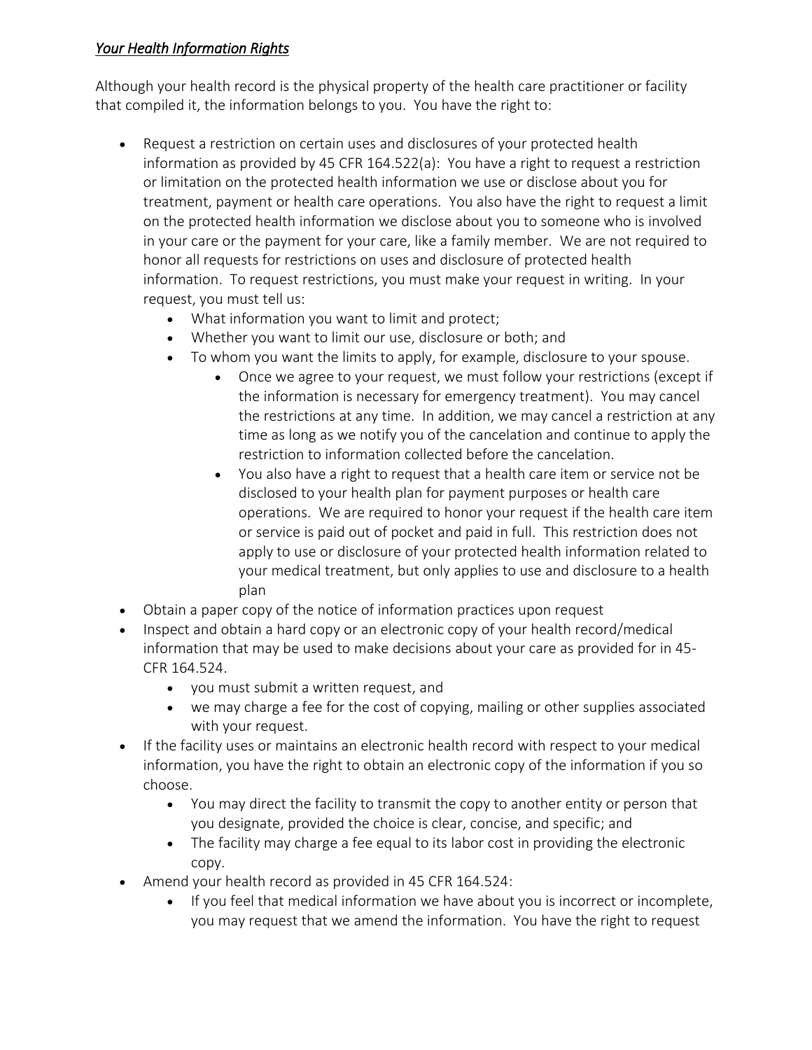***Your Health Information Rights***

Although your health record is the physical property of the health care practitioner or facility that compiled it, the information belongs to you. You have the right to:

- Request a restriction on certain uses and disclosures of your protected health information as provided by 45 CFR 164.522(a): You have a right to request a restriction or limitation on the protected health information we use or disclose about you for treatment, payment or health care operations. You also have the right to request a limit on the protected health information we disclose about you to someone who is involved in your care or the payment for your care, like a family member. We are not required to honor all requests for restrictions on uses and disclosure of protected health information. To request restrictions, you must make your request in writing. In your request, you must tell us:
    - What information you want to limit and protect;
    - Whether you want to limit our use, disclosure or both; and
    - To whom you want the limits to apply, for example, disclosure to your spouse.
        - Once we agree to your request, we must follow your restrictions (except if the information is necessary for emergency treatment). You may cancel the restrictions at any time. In addition, we may cancel a restriction at any time as long as we notify you of the cancelation and continue to apply the restriction to information collected before the cancelation.
        - You also have a right to request that a health care item or service not be disclosed to your health plan for payment purposes or health care operations. We are required to honor your request if the health care item or service is paid out of pocket and paid in full. This restriction does not apply to use or disclosure of your protected health information related to your medical treatment, but only applies to use and disclosure to a health plan
- Obtain a paper copy of the notice of information practices upon request
- Inspect and obtain a hard copy or an electronic copy of your health record/medical information that may be used to make decisions about your care as provided for in 45-CFR 164.524.
    - you must submit a written request, and
    - we may charge a fee for the cost of copying, mailing or other supplies associated with your request.
- If the facility uses or maintains an electronic health record with respect to your medical information, you have the right to obtain an electronic copy of the information if you so choose.
    - You may direct the facility to transmit the copy to another entity or person that you designate, provided the choice is clear, concise, and specific; and
    - The facility may charge a fee equal to its labor cost in providing the electronic copy.
- Amend your health record as provided in 45 CFR 164.524:
    - If you feel that medical information we have about you is incorrect or incomplete, you may request that we amend the information. You have the right to request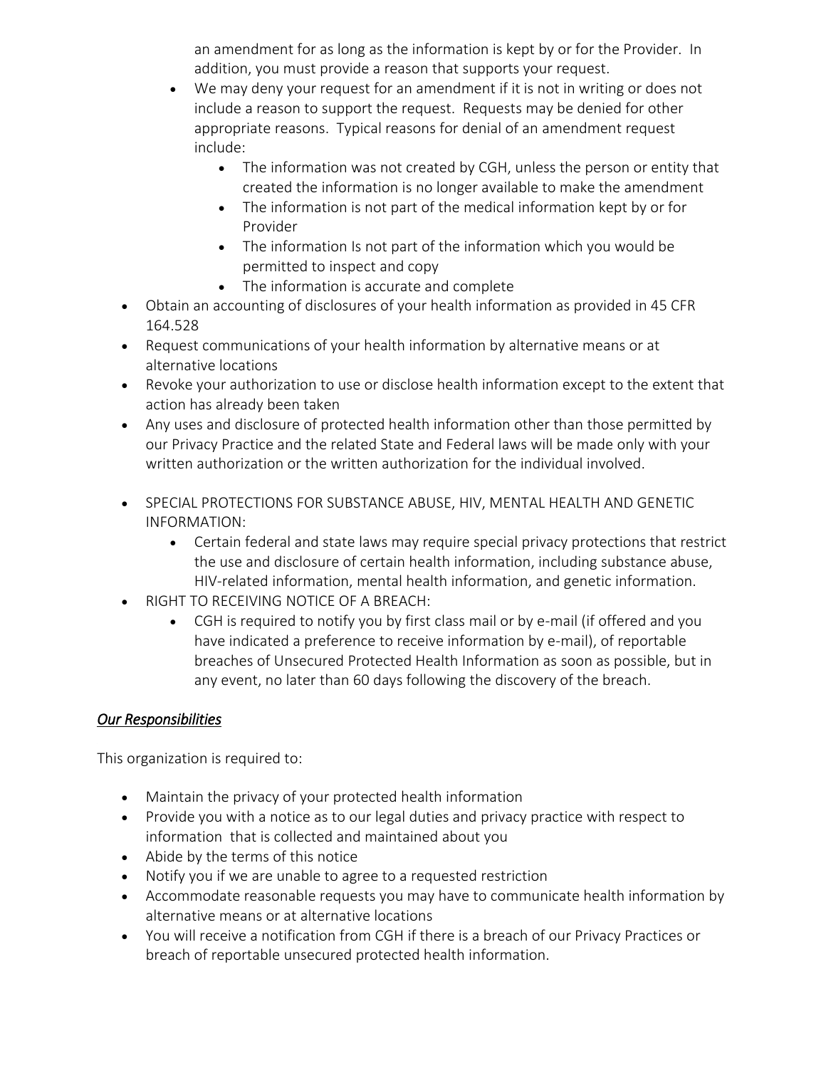an amendment for as long as the information is kept by or for the Provider. In addition, you must provide a reason that supports your request.

- We may deny your request for an amendment if it is not in writing or does not include a reason to support the request. Requests may be denied for other appropriate reasons. Typical reasons for denial of an amendment request include:
    - The information was not created by CGH, unless the person or entity that created the information is no longer available to make the amendment
    - The information is not part of the medical information kept by or for Provider
    - The information Is not part of the information which you would be permitted to inspect and copy
    - The information is accurate and complete
- Obtain an accounting of disclosures of your health information as provided in 45 CFR 164.528
- Request communications of your health information by alternative means or at alternative locations
- Revoke your authorization to use or disclose health information except to the extent that action has already been taken
- Any uses and disclosure of protected health information other than those permitted by our Privacy Practice and the related State and Federal laws will be made only with your written authorization or the written authorization for the individual involved.

- SPECIAL PROTECTIONS FOR SUBSTANCE ABUSE, HIV, MENTAL HEALTH AND GENETIC INFORMATION:
    - Certain federal and state laws may require special privacy protections that restrict the use and disclosure of certain health information, including substance abuse, HIV-related information, mental health information, and genetic information.
- RIGHT TO RECEIVING NOTICE OF A BREACH:
    - CGH is required to notify you by first class mail or by e-mail (if offered and you have indicated a preference to receive information by e-mail), of reportable breaches of Unsecured Protected Health Information as soon as possible, but in any event, no later than 60 days following the discovery of the breach.

***Our Responsibilities***

This organization is required to:

- Maintain the privacy of your protected health information
- Provide you with a notice as to our legal duties and privacy practice with respect to information that is collected and maintained about you
- Abide by the terms of this notice
- Notify you if we are unable to agree to a requested restriction
- Accommodate reasonable requests you may have to communicate health information by alternative means or at alternative locations
- You will receive a notification from CGH if there is a breach of our Privacy Practices or breach of reportable unsecured protected health information.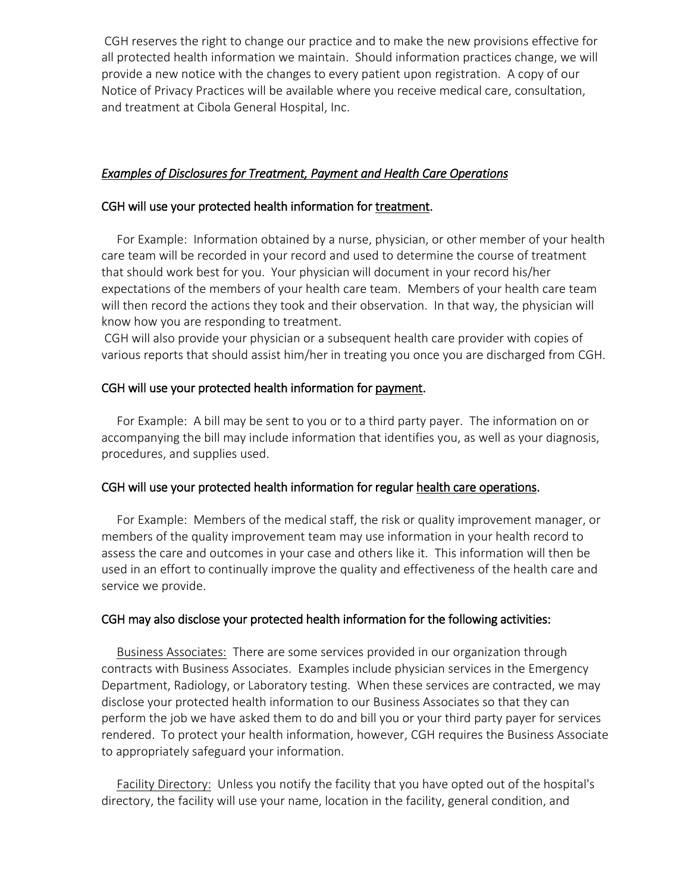CGH reserves the right to change our practice and to make the new provisions effective for all protected health information we maintain. Should information practices change, we will provide a new notice with the changes to every patient upon registration. A copy of our Notice of Privacy Practices will be available where you receive medical care, consultation, and treatment at Cibola General Hospital, Inc.

### *<u>Examples of Disclosures for Treatment, Payment and Health Care Operations</u>*

#### CGH will use your protected health information for <u>treatment</u>.

For Example: Information obtained by a nurse, physician, or other member of your health care team will be recorded in your record and used to determine the course of treatment that should work best for you. Your physician will document in your record his/her expectations of the members of your health care team. Members of your health care team will then record the actions they took and their observation. In that way, the physician will know how you are responding to treatment.
CGH will also provide your physician or a subsequent health care provider with copies of various reports that should assist him/her in treating you once you are discharged from CGH.

#### CGH will use your protected health information for <u>payment</u>.

For Example: A bill may be sent to you or to a third party payer. The information on or accompanying the bill may include information that identifies you, as well as your diagnosis, procedures, and supplies used.

#### CGH will use your protected health information for regular <u>health care operations</u>.

For Example: Members of the medical staff, the risk or quality improvement manager, or members of the quality improvement team may use information in your health record to assess the care and outcomes in your case and others like it. This information will then be used in an effort to continually improve the quality and effectiveness of the health care and service we provide.

#### CGH may also disclose your protected health information for the following activities:

<u>Business Associates:</u> There are some services provided in our organization through contracts with Business Associates. Examples include physician services in the Emergency Department, Radiology, or Laboratory testing. When these services are contracted, we may disclose your protected health information to our Business Associates so that they can perform the job we have asked them to do and bill you or your third party payer for services rendered. To protect your health information, however, CGH requires the Business Associate to appropriately safeguard your information.

<u>Facility Directory:</u> Unless you notify the facility that you have opted out of the hospital's directory, the facility will use your name, location in the facility, general condition, and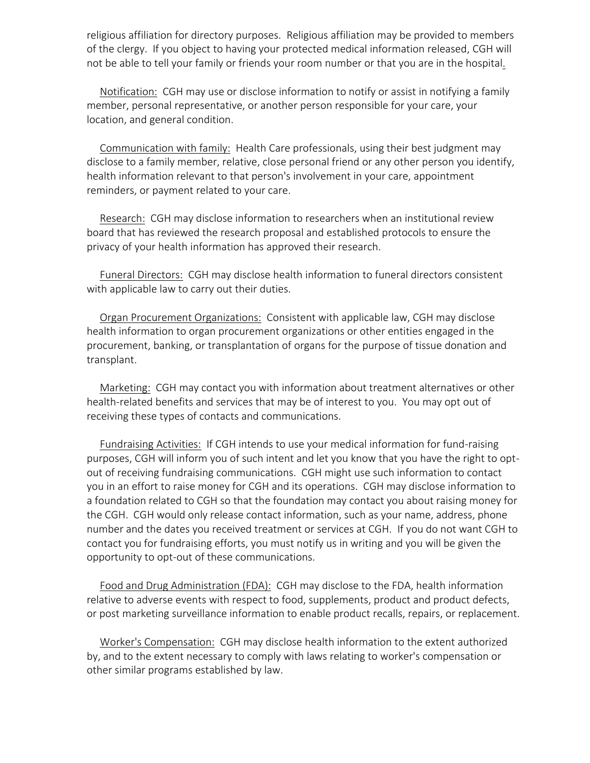religious affiliation for directory purposes. Religious affiliation may be provided to members of the clergy. If you object to having your protected medical information released, CGH will not be able to tell your family or friends your room number or that you are in the hospital.

Notification: CGH may use or disclose information to notify or assist in notifying a family member, personal representative, or another person responsible for your care, your location, and general condition.

Communication with family: Health Care professionals, using their best judgment may disclose to a family member, relative, close personal friend or any other person you identify, health information relevant to that person's involvement in your care, appointment reminders, or payment related to your care.

Research: CGH may disclose information to researchers when an institutional review board that has reviewed the research proposal and established protocols to ensure the privacy of your health information has approved their research.

Funeral Directors: CGH may disclose health information to funeral directors consistent with applicable law to carry out their duties.

Organ Procurement Organizations: Consistent with applicable law, CGH may disclose health information to organ procurement organizations or other entities engaged in the procurement, banking, or transplantation of organs for the purpose of tissue donation and transplant.

Marketing: CGH may contact you with information about treatment alternatives or other health-related benefits and services that may be of interest to you. You may opt out of receiving these types of contacts and communications.

Fundraising Activities: If CGH intends to use your medical information for fund-raising purposes, CGH will inform you of such intent and let you know that you have the right to opt-out of receiving fundraising communications. CGH might use such information to contact you in an effort to raise money for CGH and its operations. CGH may disclose information to a foundation related to CGH so that the foundation may contact you about raising money for the CGH. CGH would only release contact information, such as your name, address, phone number and the dates you received treatment or services at CGH. If you do not want CGH to contact you for fundraising efforts, you must notify us in writing and you will be given the opportunity to opt-out of these communications.

Food and Drug Administration (FDA): CGH may disclose to the FDA, health information relative to adverse events with respect to food, supplements, product and product defects, or post marketing surveillance information to enable product recalls, repairs, or replacement.

Worker's Compensation: CGH may disclose health information to the extent authorized by, and to the extent necessary to comply with laws relating to worker's compensation or other similar programs established by law.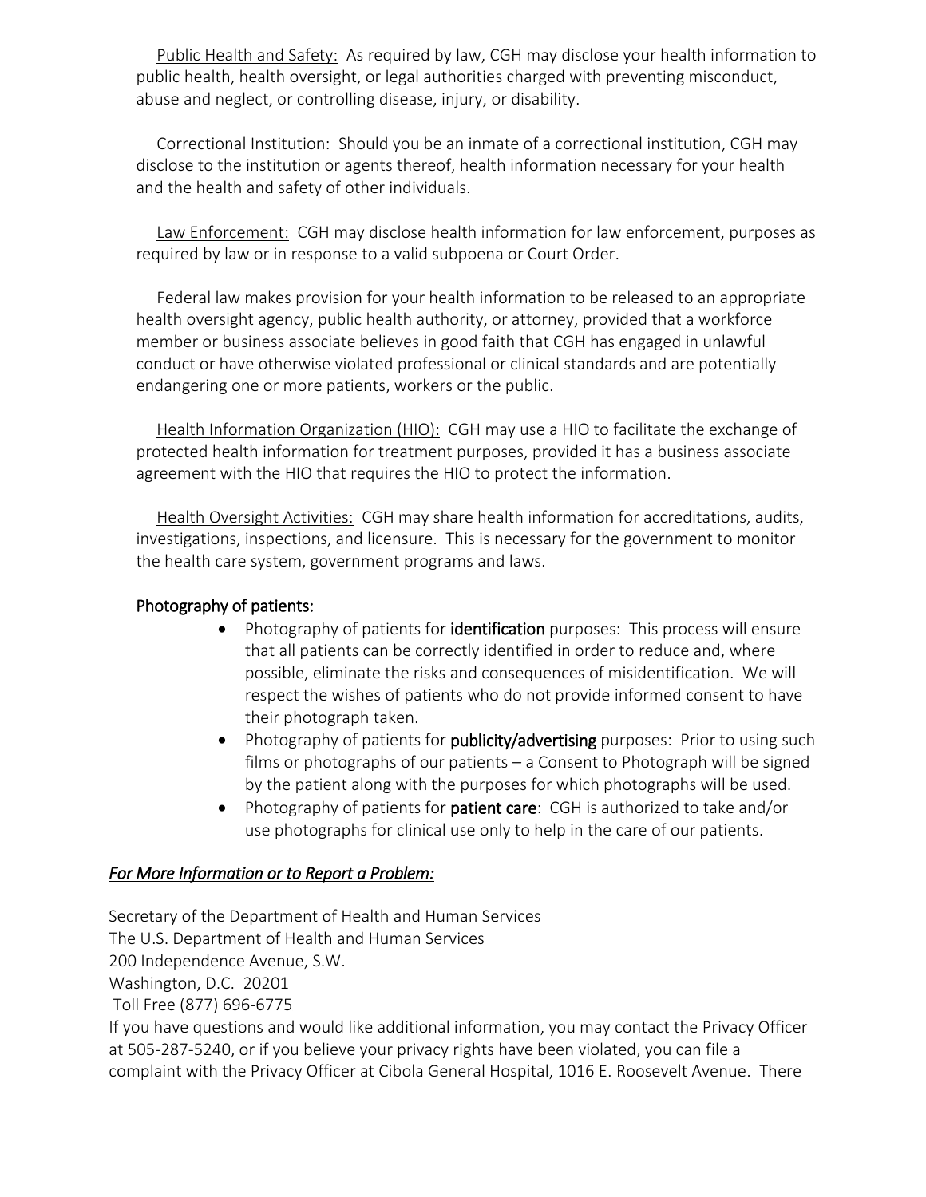<u>Public Health and Safety:</u> As required by law, CGH may disclose your health information to public health, health oversight, or legal authorities charged with preventing misconduct, abuse and neglect, or controlling disease, injury, or disability.

<u>Correctional Institution:</u> Should you be an inmate of a correctional institution, CGH may disclose to the institution or agents thereof, health information necessary for your health and the health and safety of other individuals.

<u>Law Enforcement:</u> CGH may disclose health information for law enforcement, purposes as required by law or in response to a valid subpoena or Court Order.

Federal law makes provision for your health information to be released to an appropriate health oversight agency, public health authority, or attorney, provided that a workforce member or business associate believes in good faith that CGH has engaged in unlawful conduct or have otherwise violated professional or clinical standards and are potentially endangering one or more patients, workers or the public.

<u>Health Information Organization (HIO):</u> CGH may use a HIO to facilitate the exchange of protected health information for treatment purposes, provided it has a business associate agreement with the HIO that requires the HIO to protect the information.

<u>Health Oversight Activities:</u> CGH may share health information for accreditations, audits, investigations, inspections, and licensure. This is necessary for the government to monitor the health care system, government programs and laws.

<u>Photography of patients:</u>

- Photography of patients for **identification** purposes: This process will ensure that all patients can be correctly identified in order to reduce and, where possible, eliminate the risks and consequences of misidentification. We will respect the wishes of patients who do not provide informed consent to have their photograph taken.
- Photography of patients for **publicity/advertising** purposes: Prior to using such films or photographs of our patients – a Consent to Photograph will be signed by the patient along with the purposes for which photographs will be used.
- Photography of patients for **patient care**: CGH is authorized to take and/or use photographs for clinical use only to help in the care of our patients.

***<u>For More Information or to Report a Problem:</u>***

Secretary of the Department of Health and Human Services
The U.S. Department of Health and Human Services
200 Independence Avenue, S.W.
Washington, D.C. 20201
Toll Free (877) 696-6775
If you have questions and would like additional information, you may contact the Privacy Officer at 505-287-5240, or if you believe your privacy rights have been violated, you can file a complaint with the Privacy Officer at Cibola General Hospital, 1016 E. Roosevelt Avenue. There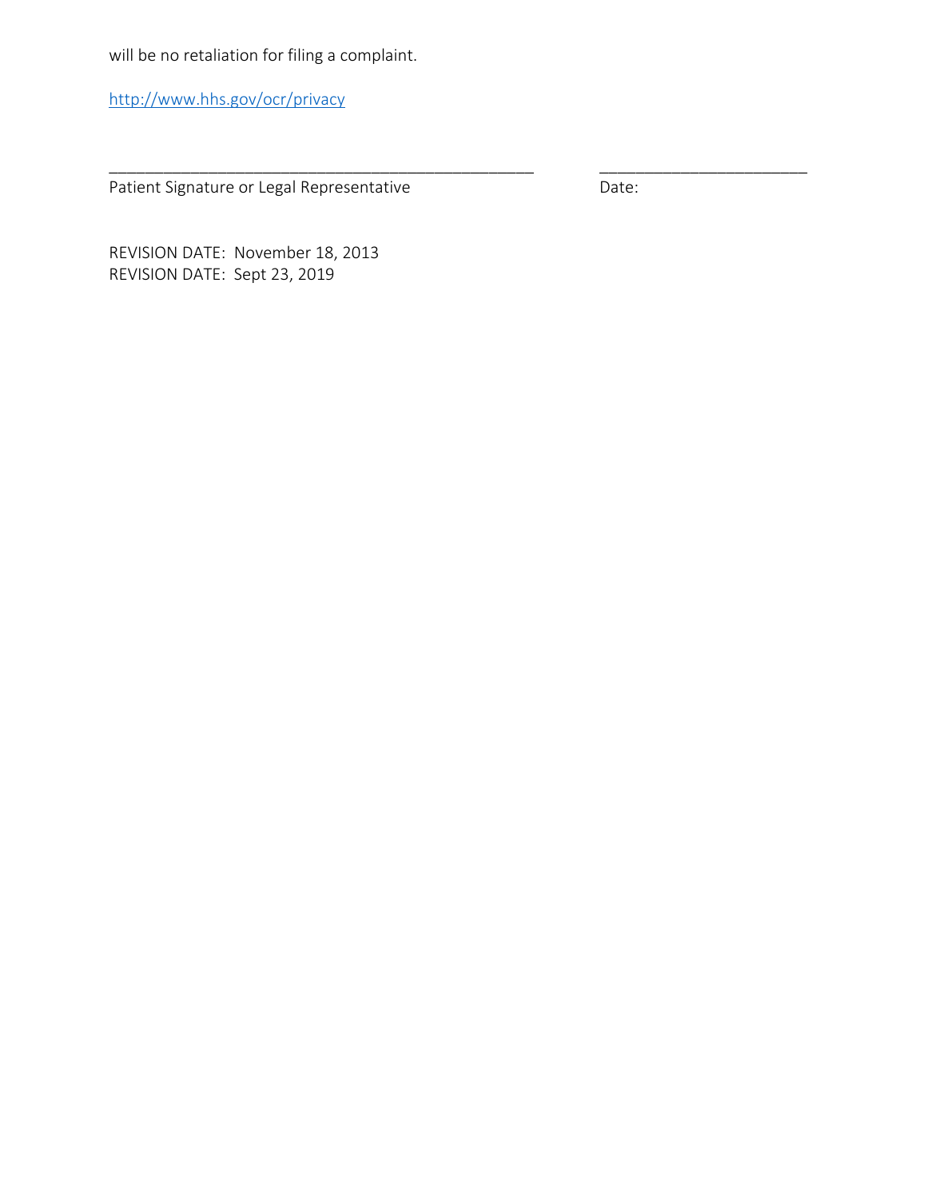will be no retaliation for filing a complaint.

http://www.hhs.gov/ocr/privacy

_______________________________________________ _______________________

Patient Signature or Legal Representative Date:

REVISION DATE: November 18, 2013
REVISION DATE: Sept 23, 2019